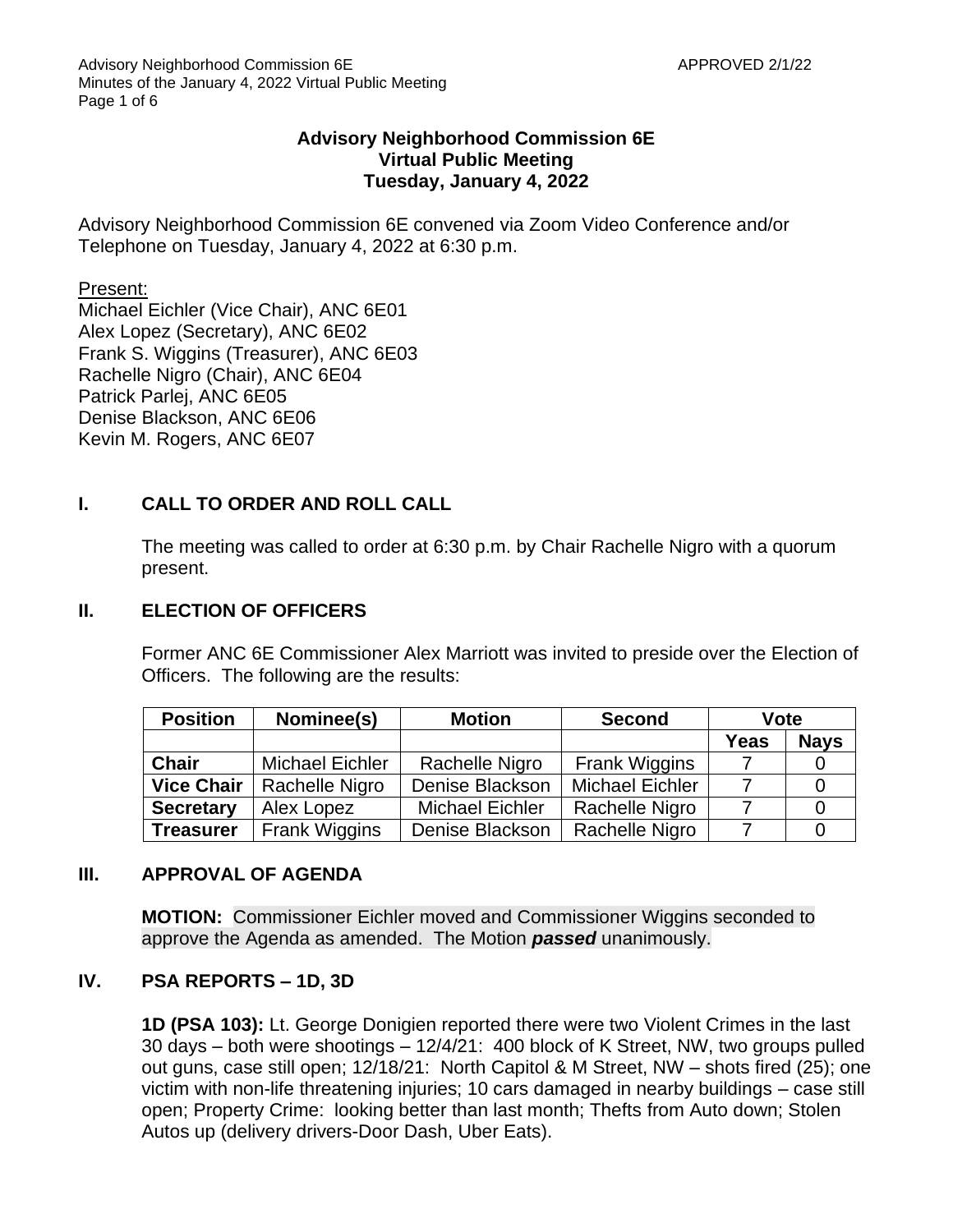# Advisory Neighborhood Commission 6E
## Virtual Public Meeting
## Tuesday, January 4, 2022

Advisory Neighborhood Commission 6E convened via Zoom Video Conference and/or Telephone on Tuesday, January 4, 2022 at 6:30 p.m.

Present:
Michael Eichler (Vice Chair), ANC 6E01
Alex Lopez (Secretary), ANC 6E02
Frank S. Wiggins (Treasurer), ANC 6E03
Rachelle Nigro (Chair), ANC 6E04
Patrick Parlej, ANC 6E05
Denise Blackson, ANC 6E06
Kevin M. Rogers, ANC 6E07

## I. CALL TO ORDER AND ROLL CALL

The meeting was called to order at 6:30 p.m. by Chair Rachelle Nigro with a quorum present.

## II. ELECTION OF OFFICERS

Former ANC 6E Commissioner Alex Marriott was invited to preside over the Election of Officers. The following are the results:

| Position | Nominee(s) | Motion | Second | Vote | |
|---|---|---|---|---|---|
| | | | | Yeas | Nays |
| **Chair** | Michael Eichler | Rachelle Nigro | Frank Wiggins | 7 | 0 |
| **Vice Chair** | Rachelle Nigro | Denise Blackson | Michael Eichler | 7 | 0 |
| **Secretary** | Alex Lopez | Michael Eichler | Rachelle Nigro | 7 | 0 |
| **Treasurer** | Frank Wiggins | Denise Blackson | Rachelle Nigro | 7 | 0 |

## III. APPROVAL OF AGENDA

**MOTION:** Commissioner Eichler moved and Commissioner Wiggins seconded to approve the Agenda as amended. The Motion ***passed*** unanimously.

## IV. PSA REPORTS – 1D, 3D

**1D (PSA 103):** Lt. George Donigien reported there were two Violent Crimes in the last 30 days – both were shootings – 12/4/21: 400 block of K Street, NW, two groups pulled out guns, case still open; 12/18/21: North Capitol & M Street, NW – shots fired (25); one victim with non-life threatening injuries; 10 cars damaged in nearby buildings – case still open; Property Crime: looking better than last month; Thefts from Auto down; Stolen Autos up (delivery drivers-Door Dash, Uber Eats).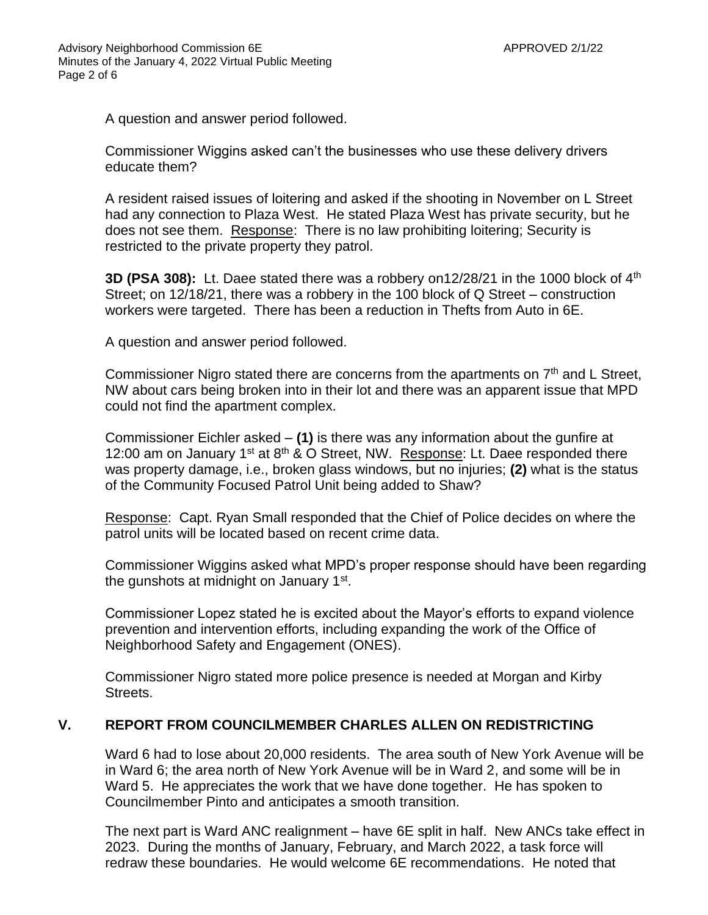A question and answer period followed.

Commissioner Wiggins asked can't the businesses who use these delivery drivers educate them?

A resident raised issues of loitering and asked if the shooting in November on L Street had any connection to Plaza West. He stated Plaza West has private security, but he does not see them. Response: There is no law prohibiting loitering; Security is restricted to the private property they patrol.

**3D (PSA 308):** Lt. Daee stated there was a robbery on12/28/21 in the 1000 block of 4th Street; on 12/18/21, there was a robbery in the 100 block of Q Street – construction workers were targeted. There has been a reduction in Thefts from Auto in 6E.

A question and answer period followed.

Commissioner Nigro stated there are concerns from the apartments on 7th and L Street, NW about cars being broken into in their lot and there was an apparent issue that MPD could not find the apartment complex.

Commissioner Eichler asked – **(1)** is there was any information about the gunfire at 12:00 am on January 1st at 8th & O Street, NW. Response: Lt. Daee responded there was property damage, i.e., broken glass windows, but no injuries; **(2)** what is the status of the Community Focused Patrol Unit being added to Shaw?

Response: Capt. Ryan Small responded that the Chief of Police decides on where the patrol units will be located based on recent crime data.

Commissioner Wiggins asked what MPD's proper response should have been regarding the gunshots at midnight on January 1st.

Commissioner Lopez stated he is excited about the Mayor's efforts to expand violence prevention and intervention efforts, including expanding the work of the Office of Neighborhood Safety and Engagement (ONES).

Commissioner Nigro stated more police presence is needed at Morgan and Kirby Streets.

## V. REPORT FROM COUNCILMEMBER CHARLES ALLEN ON REDISTRICTING

Ward 6 had to lose about 20,000 residents. The area south of New York Avenue will be in Ward 6; the area north of New York Avenue will be in Ward 2, and some will be in Ward 5. He appreciates the work that we have done together. He has spoken to Councilmember Pinto and anticipates a smooth transition.

The next part is Ward ANC realignment – have 6E split in half. New ANCs take effect in 2023. During the months of January, February, and March 2022, a task force will redraw these boundaries. He would welcome 6E recommendations. He noted that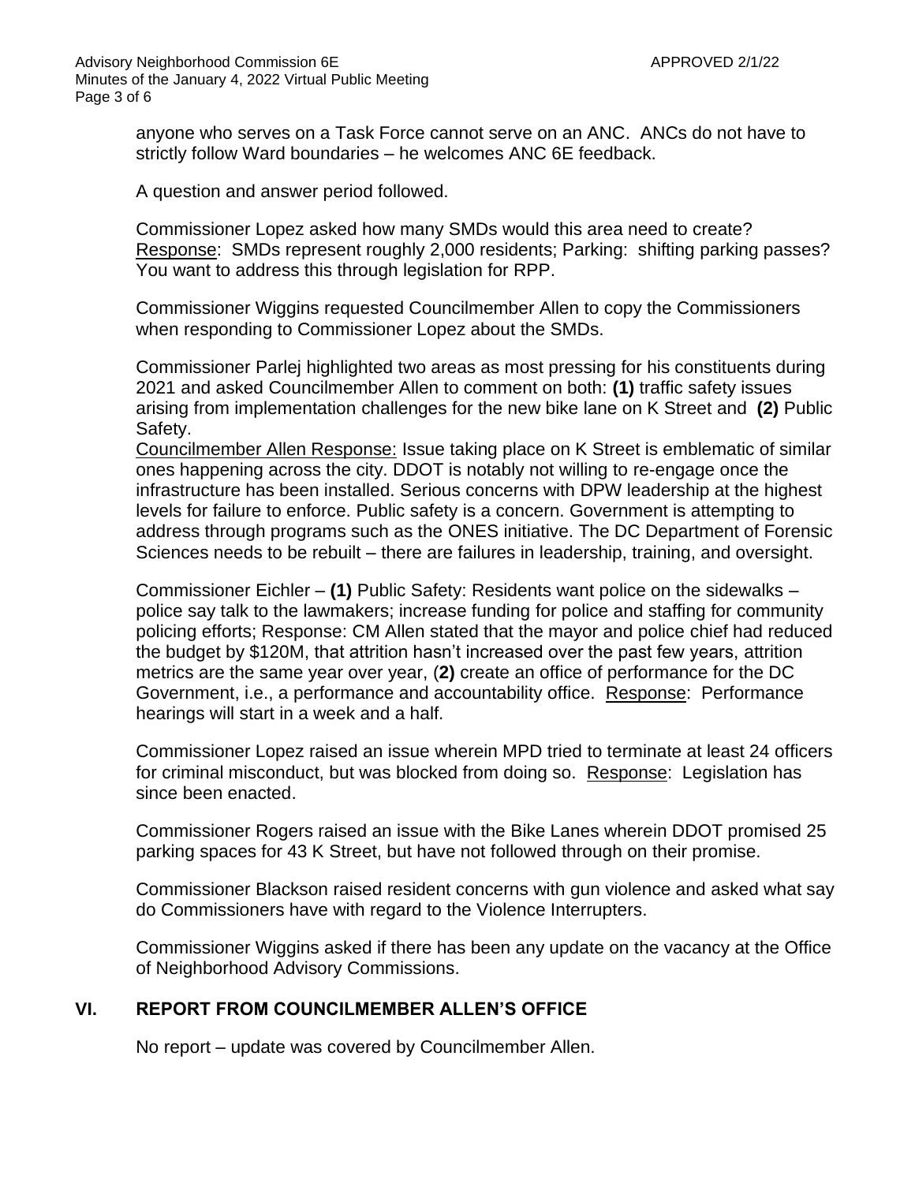anyone who serves on a Task Force cannot serve on an ANC. ANCs do not have to strictly follow Ward boundaries – he welcomes ANC 6E feedback.

A question and answer period followed.

Commissioner Lopez asked how many SMDs would this area need to create? Response: SMDs represent roughly 2,000 residents; Parking: shifting parking passes? You want to address this through legislation for RPP.

Commissioner Wiggins requested Councilmember Allen to copy the Commissioners when responding to Commissioner Lopez about the SMDs.

Commissioner Parlej highlighted two areas as most pressing for his constituents during 2021 and asked Councilmember Allen to comment on both: **(1)** traffic safety issues arising from implementation challenges for the new bike lane on K Street and **(2)** Public Safety.
Councilmember Allen Response: Issue taking place on K Street is emblematic of similar ones happening across the city. DDOT is notably not willing to re-engage once the infrastructure has been installed. Serious concerns with DPW leadership at the highest levels for failure to enforce. Public safety is a concern. Government is attempting to address through programs such as the ONES initiative. The DC Department of Forensic Sciences needs to be rebuilt – there are failures in leadership, training, and oversight.

Commissioner Eichler – **(1)** Public Safety: Residents want police on the sidewalks – police say talk to the lawmakers; increase funding for police and staffing for community policing efforts; Response: CM Allen stated that the mayor and police chief had reduced the budget by $120M, that attrition hasn't increased over the past few years, attrition metrics are the same year over year, (**2)** create an office of performance for the DC Government, i.e., a performance and accountability office. Response: Performance hearings will start in a week and a half.

Commissioner Lopez raised an issue wherein MPD tried to terminate at least 24 officers for criminal misconduct, but was blocked from doing so. Response: Legislation has since been enacted.

Commissioner Rogers raised an issue with the Bike Lanes wherein DDOT promised 25 parking spaces for 43 K Street, but have not followed through on their promise.

Commissioner Blackson raised resident concerns with gun violence and asked what say do Commissioners have with regard to the Violence Interrupters.

Commissioner Wiggins asked if there has been any update on the vacancy at the Office of Neighborhood Advisory Commissions.

## VI. REPORT FROM COUNCILMEMBER ALLEN'S OFFICE

No report – update was covered by Councilmember Allen.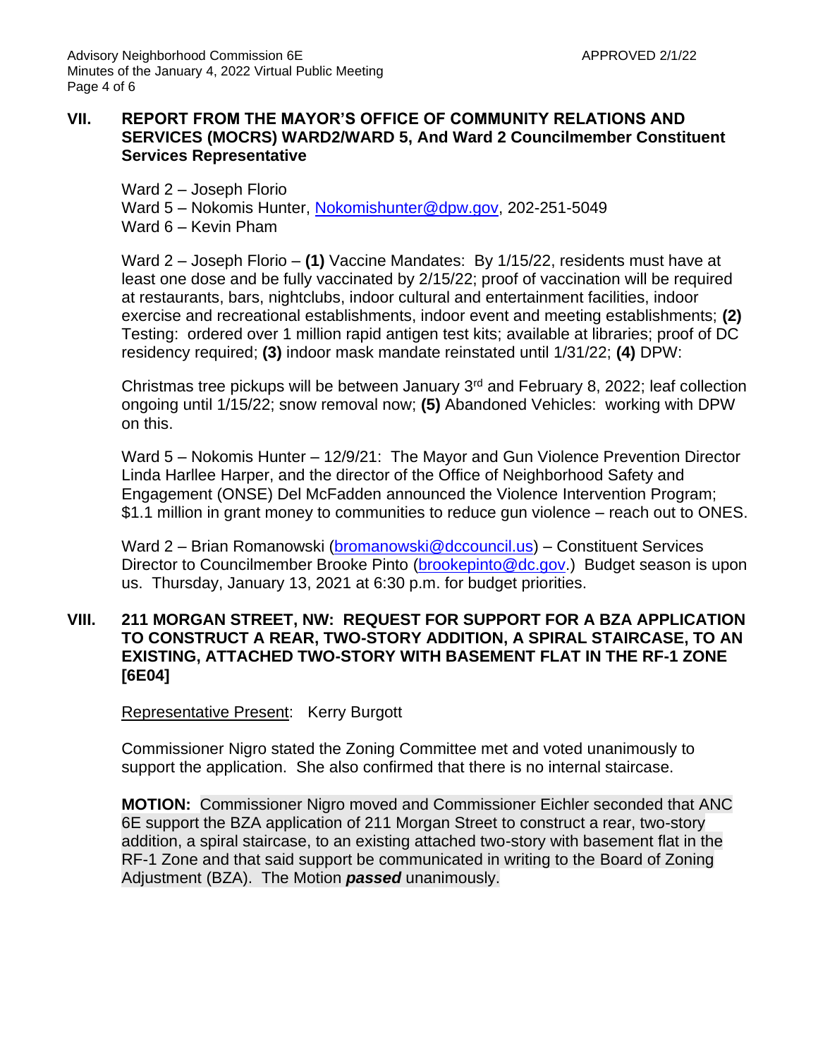## VII. REPORT FROM THE MAYOR'S OFFICE OF COMMUNITY RELATIONS AND SERVICES (MOCRS) WARD2/WARD 5, And Ward 2 Councilmember Constituent Services Representative

Ward 2 – Joseph Florio
Ward 5 – Nokomis Hunter, Nokomishunter@dpw.gov, 202-251-5049
Ward 6 – Kevin Pham

Ward 2 – Joseph Florio – **(1)** Vaccine Mandates: By 1/15/22, residents must have at least one dose and be fully vaccinated by 2/15/22; proof of vaccination will be required at restaurants, bars, nightclubs, indoor cultural and entertainment facilities, indoor exercise and recreational establishments, indoor event and meeting establishments; **(2)** Testing: ordered over 1 million rapid antigen test kits; available at libraries; proof of DC residency required; **(3)** indoor mask mandate reinstated until 1/31/22; **(4)** DPW:

Christmas tree pickups will be between January 3rd and February 8, 2022; leaf collection ongoing until 1/15/22; snow removal now; **(5)** Abandoned Vehicles: working with DPW on this.

Ward 5 – Nokomis Hunter – 12/9/21: The Mayor and Gun Violence Prevention Director Linda Harllee Harper, and the director of the Office of Neighborhood Safety and Engagement (ONSE) Del McFadden announced the Violence Intervention Program; $1.1 million in grant money to communities to reduce gun violence – reach out to ONES.

Ward 2 – Brian Romanowski (bromanowski@dccouncil.us) – Constituent Services Director to Councilmember Brooke Pinto (brookepinto@dc.gov.) Budget season is upon us. Thursday, January 13, 2021 at 6:30 p.m. for budget priorities.

## VIII. 211 MORGAN STREET, NW: REQUEST FOR SUPPORT FOR A BZA APPLICATION TO CONSTRUCT A REAR, TWO-STORY ADDITION, A SPIRAL STAIRCASE, TO AN EXISTING, ATTACHED TWO-STORY WITH BASEMENT FLAT IN THE RF-1 ZONE [6E04]

Representative Present: Kerry Burgott

Commissioner Nigro stated the Zoning Committee met and voted unanimously to support the application. She also confirmed that there is no internal staircase.

**MOTION:** Commissioner Nigro moved and Commissioner Eichler seconded that ANC 6E support the BZA application of 211 Morgan Street to construct a rear, two-story addition, a spiral staircase, to an existing attached two-story with basement flat in the RF-1 Zone and that said support be communicated in writing to the Board of Zoning Adjustment (BZA). The Motion ***passed*** unanimously.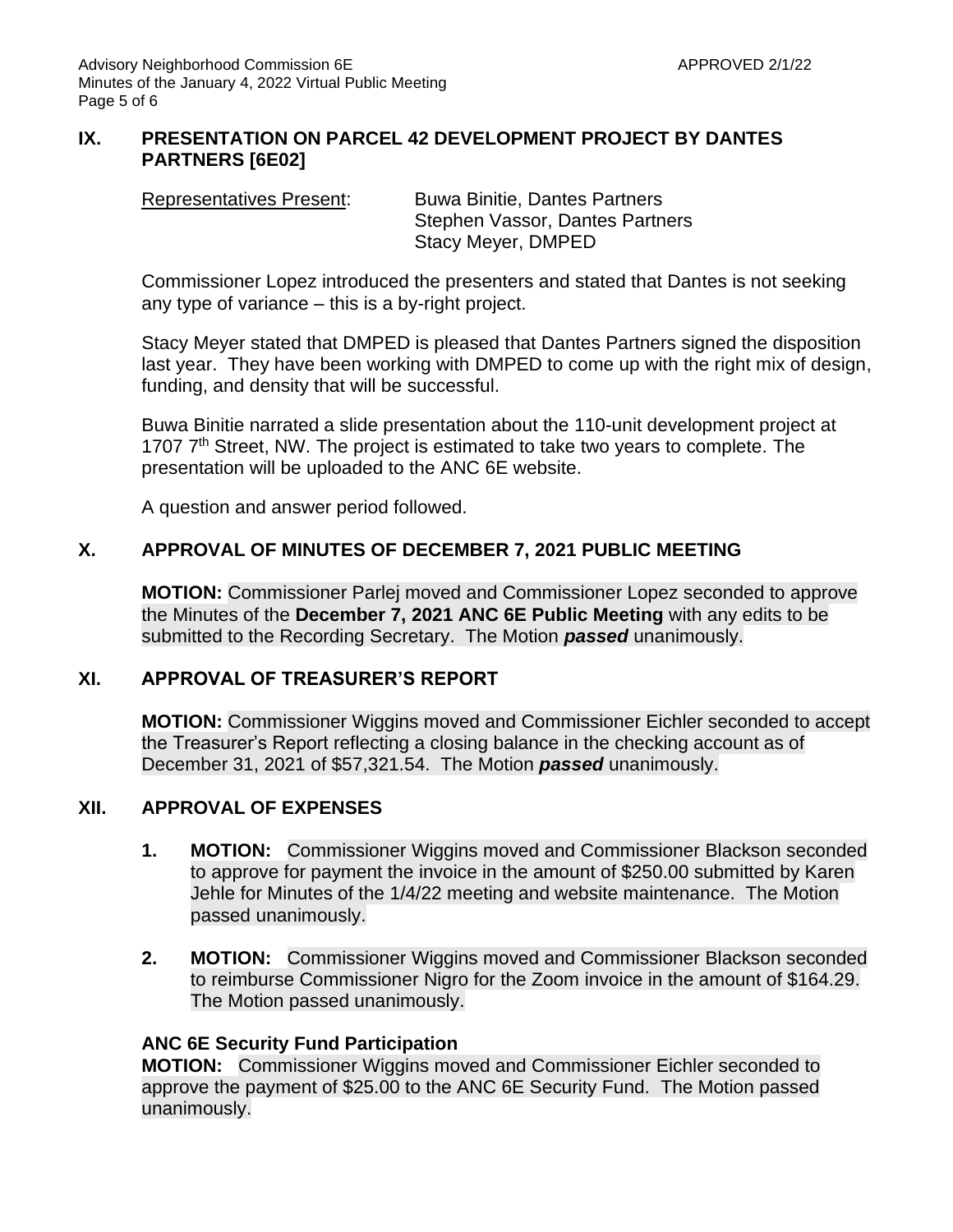## IX. PRESENTATION ON PARCEL 42 DEVELOPMENT PROJECT BY DANTES PARTNERS [6E02]

Representatives Present: Buwa Binitie, Dantes Partners
Stephen Vassor, Dantes Partners
Stacy Meyer, DMPED

Commissioner Lopez introduced the presenters and stated that Dantes is not seeking any type of variance – this is a by-right project.

Stacy Meyer stated that DMPED is pleased that Dantes Partners signed the disposition last year. They have been working with DMPED to come up with the right mix of design, funding, and density that will be successful.

Buwa Binitie narrated a slide presentation about the 110-unit development project at 1707 7th Street, NW. The project is estimated to take two years to complete. The presentation will be uploaded to the ANC 6E website.

A question and answer period followed.

## X. APPROVAL OF MINUTES OF DECEMBER 7, 2021 PUBLIC MEETING

**MOTION:** Commissioner Parlej moved and Commissioner Lopez seconded to approve the Minutes of the **December 7, 2021 ANC 6E Public Meeting** with any edits to be submitted to the Recording Secretary. The Motion ***passed*** unanimously.

## XI. APPROVAL OF TREASURER'S REPORT

**MOTION:** Commissioner Wiggins moved and Commissioner Eichler seconded to accept the Treasurer's Report reflecting a closing balance in the checking account as of December 31, 2021 of $57,321.54. The Motion ***passed*** unanimously.

## XII. APPROVAL OF EXPENSES

1. **MOTION:** Commissioner Wiggins moved and Commissioner Blackson seconded to approve for payment the invoice in the amount of $250.00 submitted by Karen Jehle for Minutes of the 1/4/22 meeting and website maintenance. The Motion passed unanimously.

2. **MOTION:** Commissioner Wiggins moved and Commissioner Blackson seconded to reimburse Commissioner Nigro for the Zoom invoice in the amount of $164.29. The Motion passed unanimously.

**ANC 6E Security Fund Participation**

**MOTION:** Commissioner Wiggins moved and Commissioner Eichler seconded to approve the payment of $25.00 to the ANC 6E Security Fund. The Motion passed unanimously.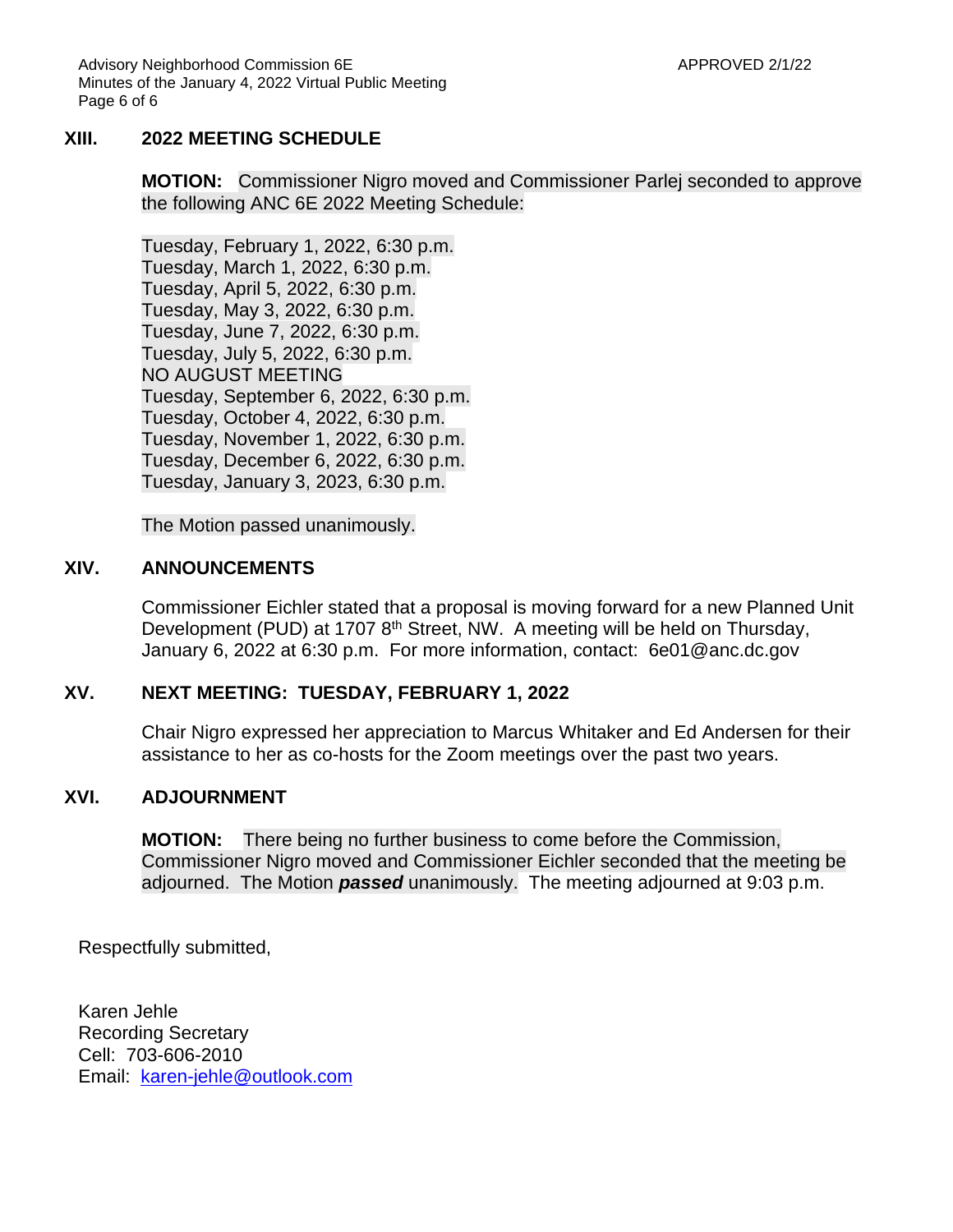## XIII. 2022 MEETING SCHEDULE

**MOTION:** Commissioner Nigro moved and Commissioner Parlej seconded to approve the following ANC 6E 2022 Meeting Schedule:

Tuesday, February 1, 2022, 6:30 p.m.
Tuesday, March 1, 2022, 6:30 p.m.
Tuesday, April 5, 2022, 6:30 p.m.
Tuesday, May 3, 2022, 6:30 p.m.
Tuesday, June 7, 2022, 6:30 p.m.
Tuesday, July 5, 2022, 6:30 p.m.
NO AUGUST MEETING
Tuesday, September 6, 2022, 6:30 p.m.
Tuesday, October 4, 2022, 6:30 p.m.
Tuesday, November 1, 2022, 6:30 p.m.
Tuesday, December 6, 2022, 6:30 p.m.
Tuesday, January 3, 2023, 6:30 p.m.

The Motion passed unanimously.

## XIV. ANNOUNCEMENTS

Commissioner Eichler stated that a proposal is moving forward for a new Planned Unit Development (PUD) at 1707 8th Street, NW. A meeting will be held on Thursday, January 6, 2022 at 6:30 p.m. For more information, contact: 6e01@anc.dc.gov

## XV. NEXT MEETING: TUESDAY, FEBRUARY 1, 2022

Chair Nigro expressed her appreciation to Marcus Whitaker and Ed Andersen for their assistance to her as co-hosts for the Zoom meetings over the past two years.

## XVI. ADJOURNMENT

**MOTION:** There being no further business to come before the Commission, Commissioner Nigro moved and Commissioner Eichler seconded that the meeting be adjourned. The Motion ***passed*** unanimously. The meeting adjourned at 9:03 p.m.

Respectfully submitted,

Karen Jehle
Recording Secretary
Cell: 703-606-2010
Email: karen-jehle@outlook.com